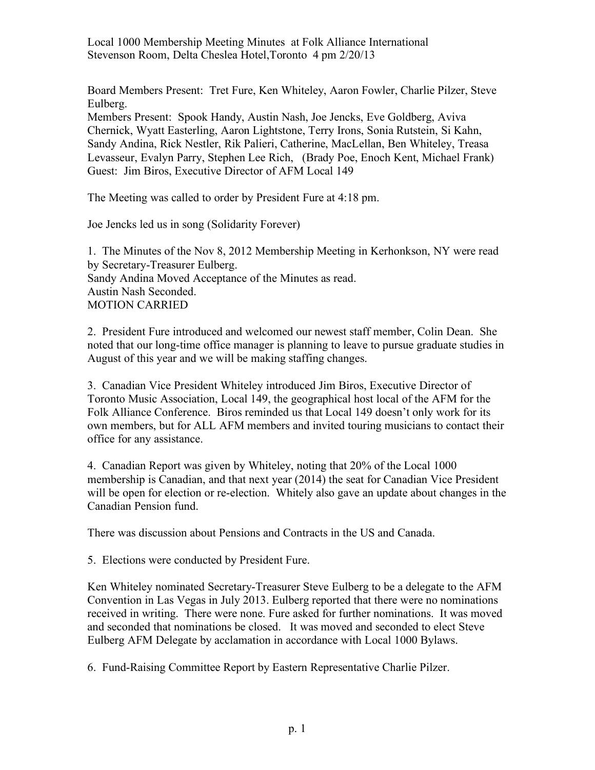Local 1000 Membership Meeting Minutes at Folk Alliance International
Stevenson Room, Delta Cheslea Hotel,Toronto 4 pm 2/20/13

Board Members Present: Tret Fure, Ken Whiteley, Aaron Fowler, Charlie Pilzer, Steve Eulberg.
Members Present: Spook Handy, Austin Nash, Joe Jencks, Eve Goldberg, Aviva Chernick, Wyatt Easterling, Aaron Lightstone, Terry Irons, Sonia Rutstein, Si Kahn, Sandy Andina, Rick Nestler, Rik Palieri, Catherine, MacLellan, Ben Whiteley, Treasa Levasseur, Evalyn Parry, Stephen Lee Rich, (Brady Poe, Enoch Kent, Michael Frank)
Guest: Jim Biros, Executive Director of AFM Local 149

The Meeting was called to order by President Fure at 4:18 pm.

Joe Jencks led us in song (Solidarity Forever)

1. The Minutes of the Nov 8, 2012 Membership Meeting in Kerhonkson, NY were read by Secretary-Treasurer Eulberg.
Sandy Andina Moved Acceptance of the Minutes as read.
Austin Nash Seconded.
MOTION CARRIED

2. President Fure introduced and welcomed our newest staff member, Colin Dean. She noted that our long-time office manager is planning to leave to pursue graduate studies in August of this year and we will be making staffing changes.

3. Canadian Vice President Whiteley introduced Jim Biros, Executive Director of Toronto Music Association, Local 149, the geographical host local of the AFM for the Folk Alliance Conference. Biros reminded us that Local 149 doesn't only work for its own members, but for ALL AFM members and invited touring musicians to contact their office for any assistance.

4. Canadian Report was given by Whiteley, noting that 20% of the Local 1000 membership is Canadian, and that next year (2014) the seat for Canadian Vice President will be open for election or re-election. Whitely also gave an update about changes in the Canadian Pension fund.

There was discussion about Pensions and Contracts in the US and Canada.

5. Elections were conducted by President Fure.

Ken Whiteley nominated Secretary-Treasurer Steve Eulberg to be a delegate to the AFM Convention in Las Vegas in July 2013. Eulberg reported that there were no nominations received in writing. There were none. Fure asked for further nominations. It was moved and seconded that nominations be closed. It was moved and seconded to elect Steve Eulberg AFM Delegate by acclamation in accordance with Local 1000 Bylaws.

6. Fund-Raising Committee Report by Eastern Representative Charlie Pilzer.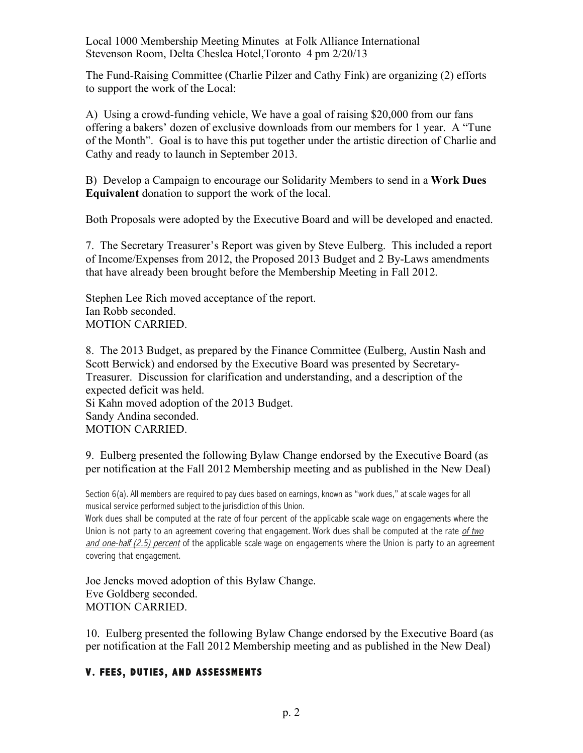Local 1000 Membership Meeting Minutes at Folk Alliance International
Stevenson Room, Delta Cheslea Hotel,Toronto 4 pm 2/20/13

The Fund-Raising Committee (Charlie Pilzer and Cathy Fink) are organizing (2) efforts to support the work of the Local:

A) Using a crowd-funding vehicle, We have a goal of raising $20,000 from our fans offering a bakers' dozen of exclusive downloads from our members for 1 year. A "Tune of the Month". Goal is to have this put together under the artistic direction of Charlie and Cathy and ready to launch in September 2013.

B) Develop a Campaign to encourage our Solidarity Members to send in a **Work Dues Equivalent** donation to support the work of the local.

Both Proposals were adopted by the Executive Board and will be developed and enacted.

7. The Secretary Treasurer's Report was given by Steve Eulberg. This included a report of Income/Expenses from 2012, the Proposed 2013 Budget and 2 By-Laws amendments that have already been brought before the Membership Meeting in Fall 2012.

Stephen Lee Rich moved acceptance of the report.
Ian Robb seconded.
MOTION CARRIED.

8. The 2013 Budget, as prepared by the Finance Committee (Eulberg, Austin Nash and Scott Berwick) and endorsed by the Executive Board was presented by Secretary-Treasurer. Discussion for clarification and understanding, and a description of the expected deficit was held.
Si Kahn moved adoption of the 2013 Budget.
Sandy Andina seconded.
MOTION CARRIED.

9. Eulberg presented the following Bylaw Change endorsed by the Executive Board (as per notification at the Fall 2012 Membership meeting and as published in the New Deal)

Section 6(a). All members are required to pay dues based on earnings, known as "work dues," at scale wages for all musical service performed subject to the jurisdiction of this Union.
Work dues shall be computed at the rate of four percent of the applicable scale wage on engagements where the Union is not party to an agreement covering that engagement. Work dues shall be computed at the rate *of two and one-half (2.5) percent* of the applicable scale wage on engagements where the Union is party to an agreement covering that engagement.

Joe Jencks moved adoption of this Bylaw Change.
Eve Goldberg seconded.
MOTION CARRIED.

10. Eulberg presented the following Bylaw Change endorsed by the Executive Board (as per notification at the Fall 2012 Membership meeting and as published in the New Deal)

## V. FEES, DUTIES, AND ASSESSMENTS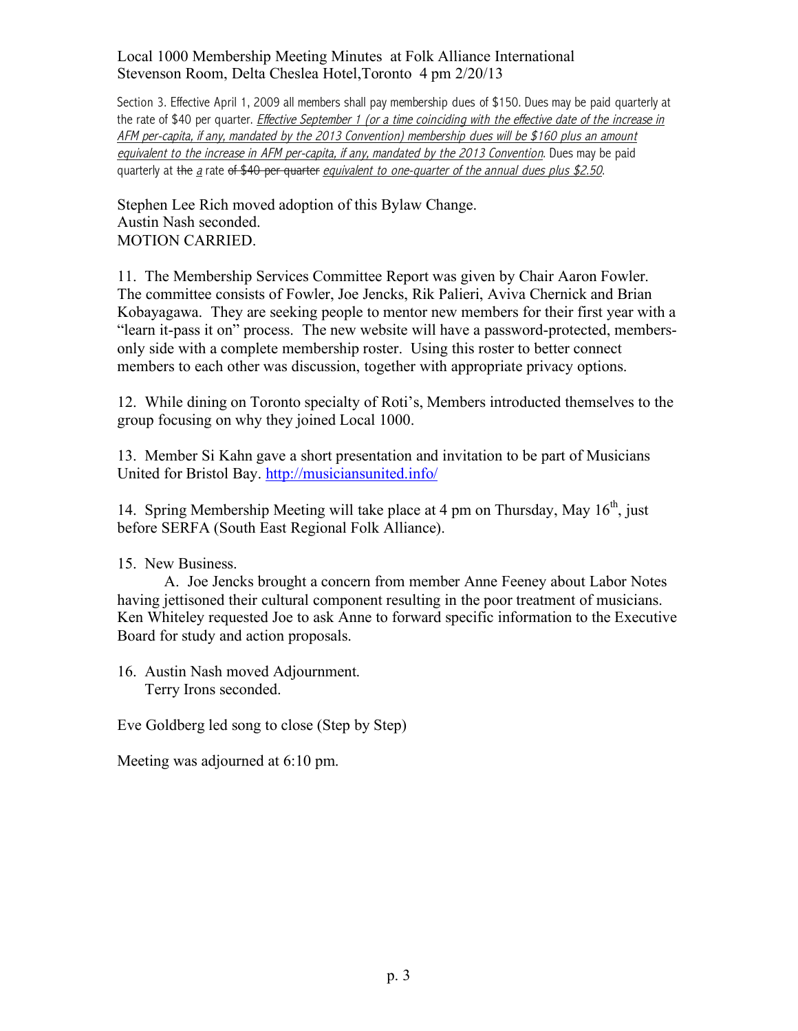Local 1000 Membership Meeting Minutes at Folk Alliance International
Stevenson Room, Delta Cheslea Hotel,Toronto 4 pm 2/20/13

Section 3. Effective April 1, 2009 all members shall pay membership dues of $150. Dues may be paid quarterly at the rate of $40 per quarter. <u>*Effective September 1 (or a time coinciding with the effective date of the increase in AFM per-capita, if any, mandated by the 2013 Convention) membership dues will be $160 plus an amount equivalent to the increase in AFM per-capita, if any, mandated by the 2013 Convention*</u>. Dues may be paid quarterly at ~~the~~ <u>*a*</u> rate ~~of $40 per quarter~~ <u>*equivalent to one-quarter of the annual dues plus $2.50*</u>.

Stephen Lee Rich moved adoption of this Bylaw Change.
Austin Nash seconded.
MOTION CARRIED.

11. The Membership Services Committee Report was given by Chair Aaron Fowler. The committee consists of Fowler, Joe Jencks, Rik Palieri, Aviva Chernick and Brian Kobayagawa. They are seeking people to mentor new members for their first year with a "learn it-pass it on" process. The new website will have a password-protected, members-only side with a complete membership roster. Using this roster to better connect members to each other was discussion, together with appropriate privacy options.

12. While dining on Toronto specialty of Roti's, Members introducted themselves to the group focusing on why they joined Local 1000.

13. Member Si Kahn gave a short presentation and invitation to be part of Musicians United for Bristol Bay. http://musiciansunited.info/

14. Spring Membership Meeting will take place at 4 pm on Thursday, May 16th, just before SERFA (South East Regional Folk Alliance).

15. New Business.

A. Joe Jencks brought a concern from member Anne Feeney about Labor Notes having jettisoned their cultural component resulting in the poor treatment of musicians. Ken Whiteley requested Joe to ask Anne to forward specific information to the Executive Board for study and action proposals.

16. Austin Nash moved Adjournment.
Terry Irons seconded.

Eve Goldberg led song to close (Step by Step)

Meeting was adjourned at 6:10 pm.